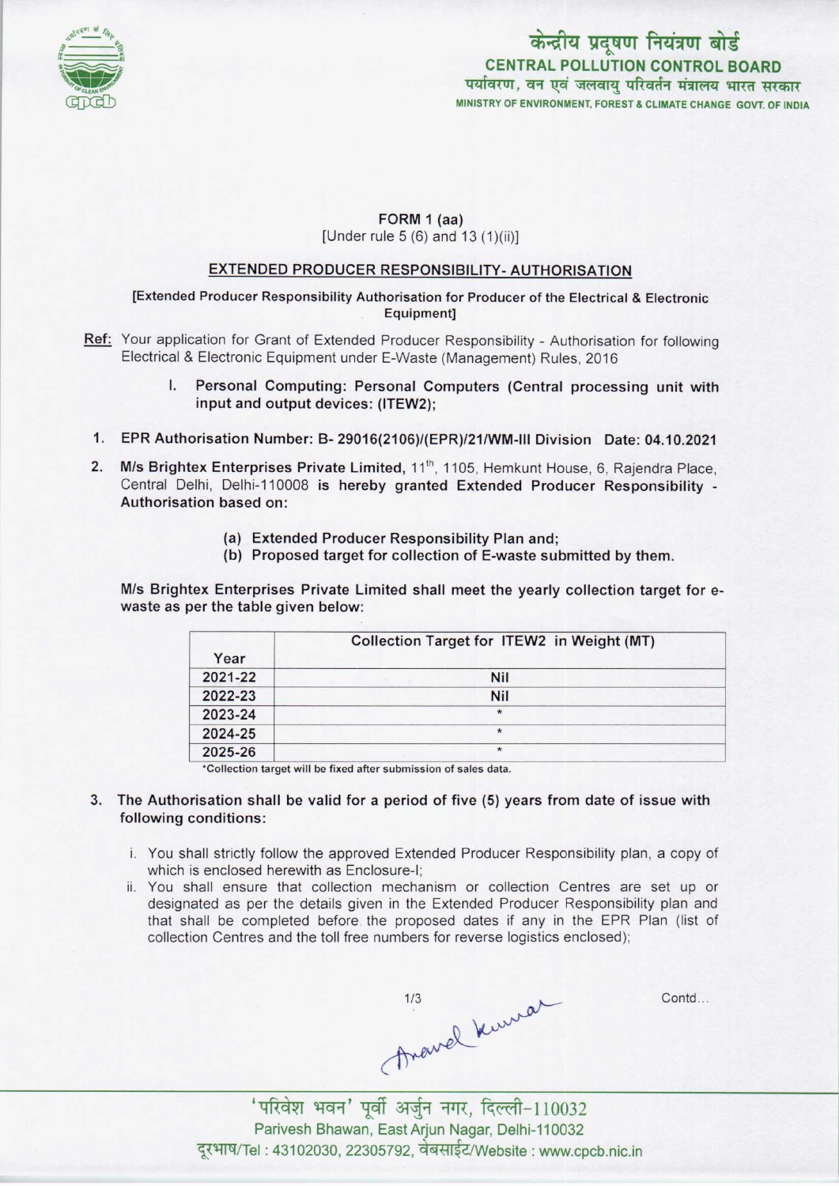केन्द्रीय प्रदूषण नियंत्रण बोर्ड
**CENTRAL POLLUTION CONTROL BOARD**
पर्यावरण, वन एवं जलवायु परिवर्तन मंत्रालय भारत सरकार
MINISTRY OF ENVIRONMENT, FOREST & CLIMATE CHANGE GOVT. OF INDIA

**FORM 1 (aa)**
[Under rule 5 (6) and 13 (1)(ii)]

## EXTENDED PRODUCER RESPONSIBILITY- AUTHORISATION

**[Extended Producer Responsibility Authorisation for Producer of the Electrical & Electronic Equipment]**

**Ref:** Your application for Grant of Extended Producer Responsibility - Authorisation for following Electrical & Electronic Equipment under E-Waste (Management) Rules, 2016

I. **Personal Computing: Personal Computers (Central processing unit with input and output devices: (ITEW2);**

1. **EPR Authorisation Number: B- 29016(2106)/(EPR)/21/WM-III Division Date: 04.10.2021**

2. **M/s Brightex Enterprises Private Limited,** 11th, 1105, Hemkunt House, 6, Rajendra Place, Central Delhi, Delhi-110008 **is hereby granted Extended Producer Responsibility - Authorisation based on:**

   (a) **Extended Producer Responsibility Plan and;**
   (b) **Proposed target for collection of E-waste submitted by them.**

**M/s Brightex Enterprises Private Limited shall meet the yearly collection target for e-waste as per the table given below:**

| Year | Collection Target for ITEW2 in Weight (MT) |
|---|---|
| 2021-22 | Nil |
| 2022-23 | Nil |
| 2023-24 | * |
| 2024-25 | * |
| 2025-26 | * |

*Collection target will be fixed after submission of sales data.

3. **The Authorisation shall be valid for a period of five (5) years from date of issue with following conditions:**

   i. You shall strictly follow the approved Extended Producer Responsibility plan, a copy of which is enclosed herewith as Enclosure-I;
   ii. You shall ensure that collection mechanism or collection Centres are set up or designated as per the details given in the Extended Producer Responsibility plan and that shall be completed before the proposed dates if any in the EPR Plan (list of collection Centres and the toll free numbers for reverse logistics enclosed);

Contd...

'परिवेश भवन' पूर्वी अर्जुन नगर, दिल्ली-110032
Parivesh Bhawan, East Arjun Nagar, Delhi-110032
दूरभाष/Tel : 43102030, 22305792, वेबसाईट/Website : www.cpcb.nic.in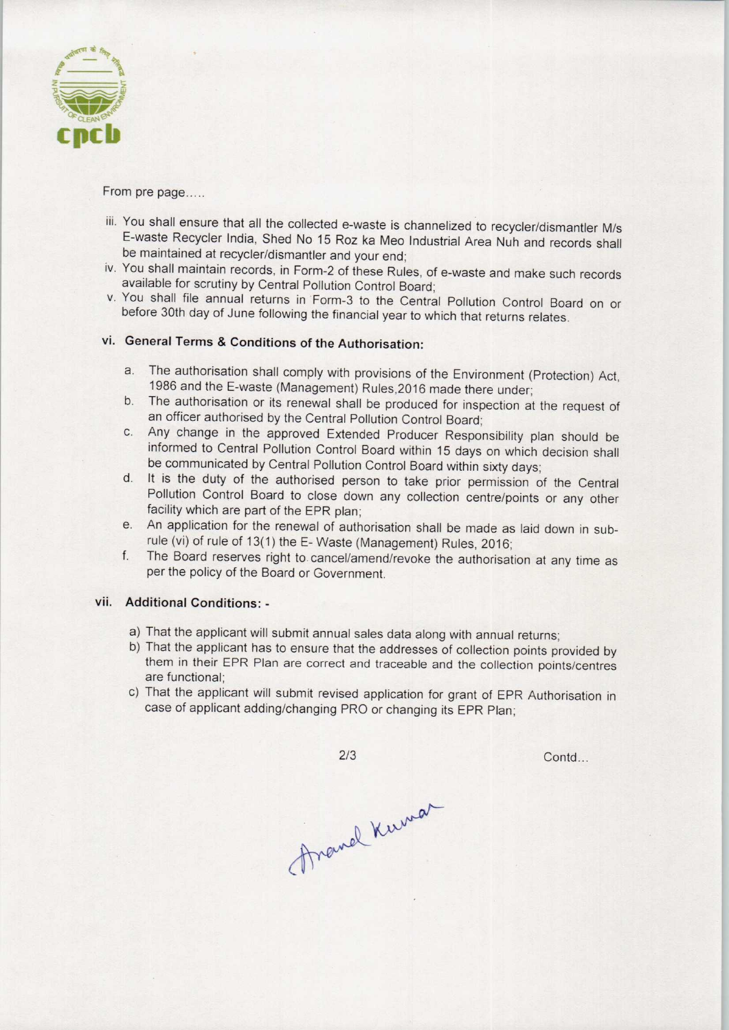From pre page.....

iii. You shall ensure that all the collected e-waste is channelized to recycler/dismantler M/s E-waste Recycler India, Shed No 15 Roz ka Meo Industrial Area Nuh and records shall be maintained at recycler/dismantler and your end;
iv. You shall maintain records, in Form-2 of these Rules, of e-waste and make such records available for scrutiny by Central Pollution Control Board;
v. You shall file annual returns in Form-3 to the Central Pollution Control Board on or before 30th day of June following the financial year to which that returns relates.

### vi. General Terms & Conditions of the Authorisation:

a. The authorisation shall comply with provisions of the Environment (Protection) Act, 1986 and the E-waste (Management) Rules,2016 made there under;
b. The authorisation or its renewal shall be produced for inspection at the request of an officer authorised by the Central Pollution Control Board;
c. Any change in the approved Extended Producer Responsibility plan should be informed to Central Pollution Control Board within 15 days on which decision shall be communicated by Central Pollution Control Board within sixty days;
d. It is the duty of the authorised person to take prior permission of the Central Pollution Control Board to close down any collection centre/points or any other facility which are part of the EPR plan;
e. An application for the renewal of authorisation shall be made as laid down in sub-rule (vi) of rule of 13(1) the E- Waste (Management) Rules, 2016;
f. The Board reserves right to cancel/amend/revoke the authorisation at any time as per the policy of the Board or Government.

### vii. Additional Conditions: -

a) That the applicant will submit annual sales data along with annual returns;
b) That the applicant has to ensure that the addresses of collection points provided by them in their EPR Plan are correct and traceable and the collection points/centres are functional;
c) That the applicant will submit revised application for grant of EPR Authorisation in case of applicant adding/changing PRO or changing its EPR Plan;

Contd...

Anand Kumar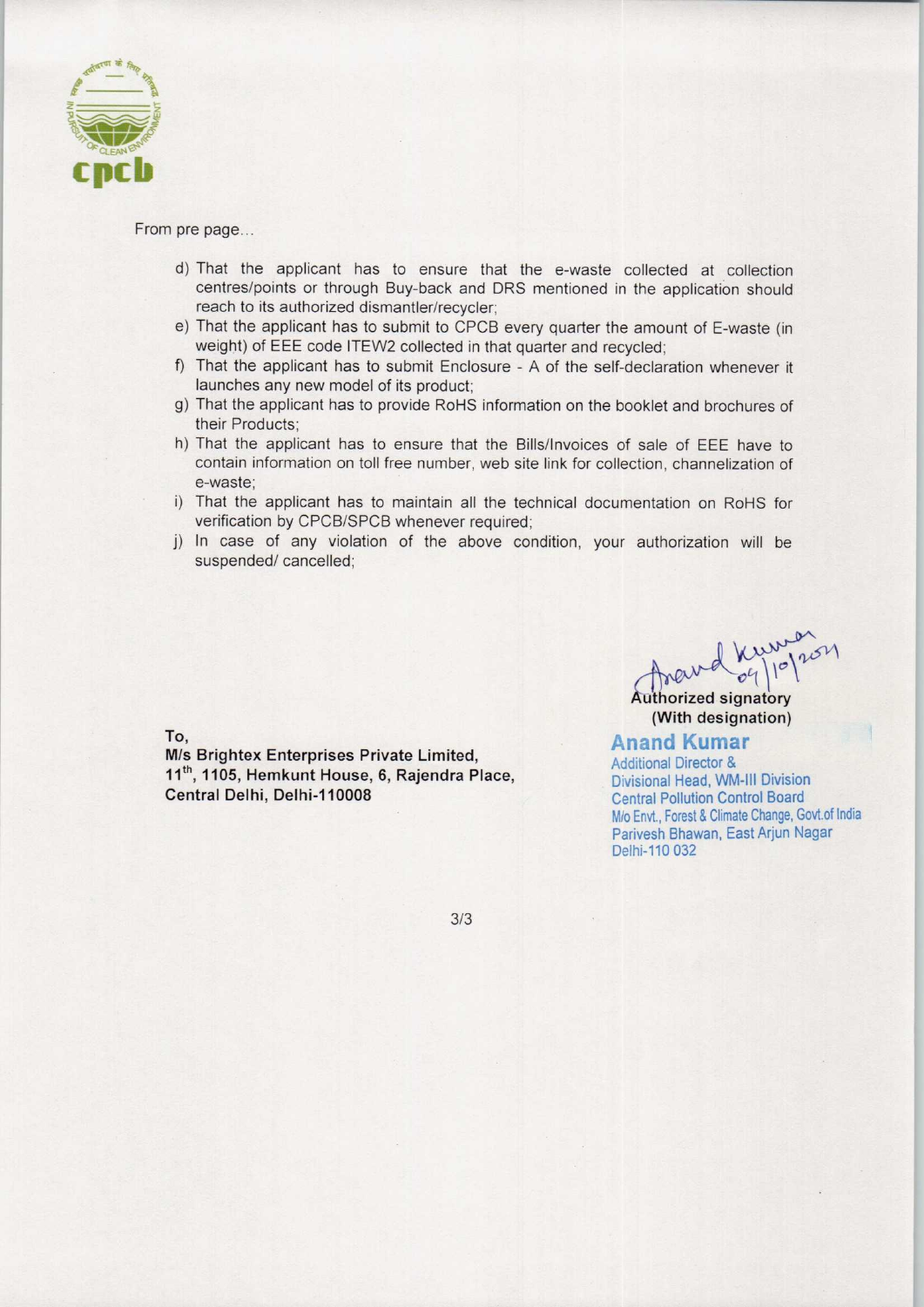From pre page...

d) That the applicant has to ensure that the e-waste collected at collection centres/points or through Buy-back and DRS mentioned in the application should reach to its authorized dismantler/recycler;
e) That the applicant has to submit to CPCB every quarter the amount of E-waste (in weight) of EEE code ITEW2 collected in that quarter and recycled;
f) That the applicant has to submit Enclosure - A of the self-declaration whenever it launches any new model of its product;
g) That the applicant has to provide RoHS information on the booklet and brochures of their Products;
h) That the applicant has to ensure that the Bills/Invoices of sale of EEE have to contain information on toll free number, web site link for collection, channelization of e-waste;
i) That the applicant has to maintain all the technical documentation on RoHS for verification by CPCB/SPCB whenever required;
j) In case of any violation of the above condition, your authorization will be suspended/ cancelled;

Anand Kumar 04/10/2021

**Authorized signatory**
**(With designation)**

**Anand Kumar**
Additional Director &
Divisional Head, WM-III Division
Central Pollution Control Board
M/o Envt., Forest & Climate Change, Govt. of India
Parivesh Bhawan, East Arjun Nagar
Delhi-110 032

**To,**
**M/s Brightex Enterprises Private Limited,**
**11th, 1105, Hemkunt House, 6, Rajendra Place,**
**Central Delhi, Delhi-110008**